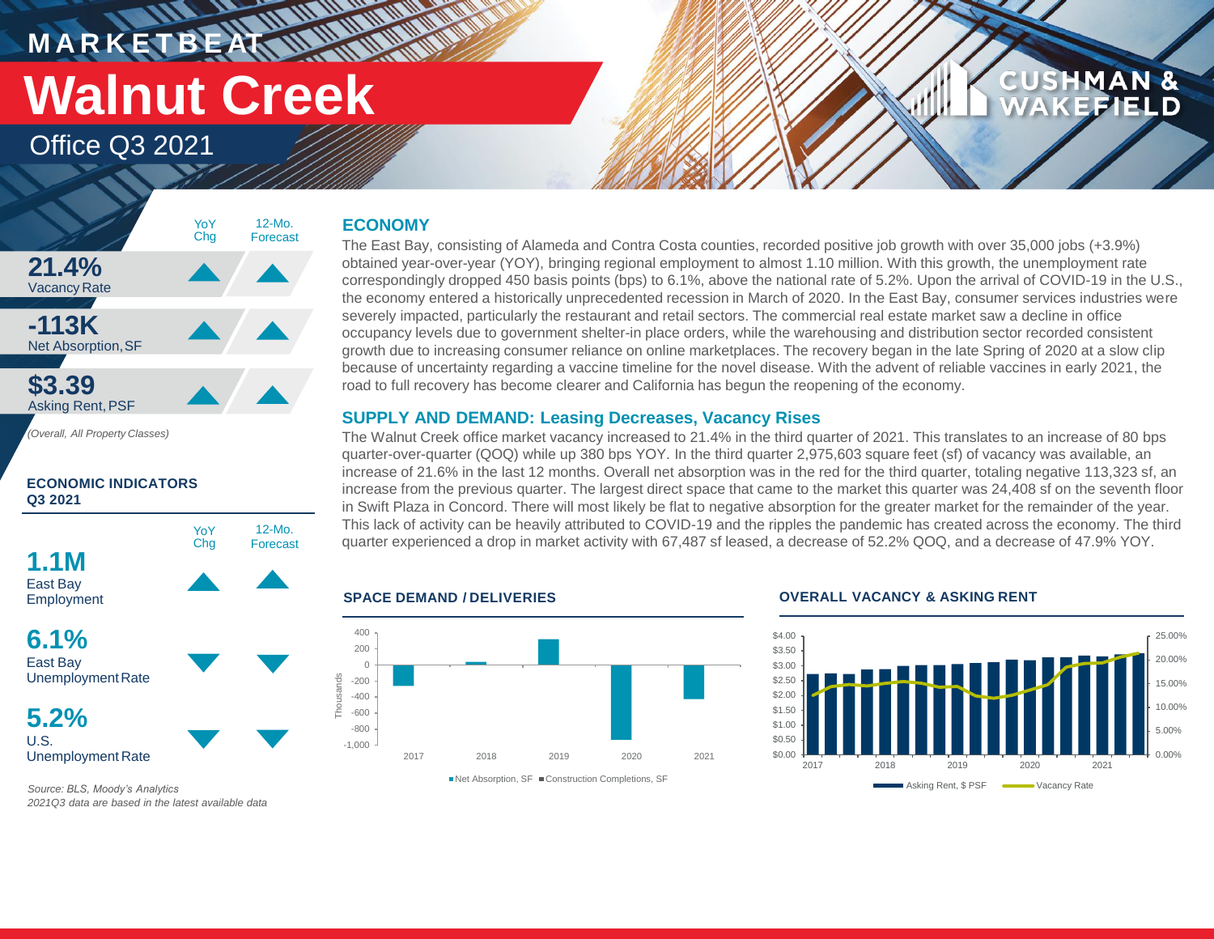MARKETBEAT

# Walnut Creek

Office Q3 2021

| | YoY Chg | 12-Mo. Forecast |
|---|---|---|
| **21.4%** Vacancy Rate | ▲ | ▲ |
| **-113K** Net Absorption, SF | ▲ | ▲ |
| **$3.39** Asking Rent, PSF | ▲ | ▲ |

*(Overall, All Property Classes)*

### ECONOMIC INDICATORS Q3 2021

| | YoY Chg | 12-Mo. Forecast |
|---|---|---|
| **1.1M** East Bay Employment | ▲ | ▲ |
| **6.1%** East Bay Unemployment Rate | ▼ | ▼ |
| **5.2%** U.S. Unemployment Rate | ▼ | ▼ |

*Source: BLS, Moody's Analytics*
*2021Q3 data are based in the latest available data*

## ECONOMY

The East Bay, consisting of Alameda and Contra Costa counties, recorded positive job growth with over 35,000 jobs (+3.9%) obtained year-over-year (YOY), bringing regional employment to almost 1.10 million. With this growth, the unemployment rate correspondingly dropped 450 basis points (bps) to 6.1%, above the national rate of 5.2%. Upon the arrival of COVID-19 in the U.S., the economy entered a historically unprecedented recession in March of 2020. In the East Bay, consumer services industries were severely impacted, particularly the restaurant and retail sectors. The commercial real estate market saw a decline in office occupancy levels due to government shelter-in place orders, while the warehousing and distribution sector recorded consistent growth due to increasing consumer reliance on online marketplaces. The recovery began in the late Spring of 2020 at a slow clip because of uncertainty regarding a vaccine timeline for the novel disease. With the advent of reliable vaccines in early 2021, the road to full recovery has become clearer and California has begun the reopening of the economy.

## SUPPLY AND DEMAND: Leasing Decreases, Vacancy Rises

The Walnut Creek office market vacancy increased to 21.4% in the third quarter of 2021. This translates to an increase of 80 bps quarter-over-quarter (QOQ) while up 380 bps YOY. In the third quarter 2,975,603 square feet (sf) of vacancy was available, an increase of 21.6% in the last 12 months. Overall net absorption was in the red for the third quarter, totaling negative 113,323 sf, an increase from the previous quarter. The largest direct space that came to the market this quarter was 24,408 sf on the seventh floor in Swift Plaza in Concord. There will most likely be flat to negative absorption for the greater market for the remainder of the year. This lack of activity can be heavily attributed to COVID-19 and the ripples the pandemic has created across the economy. The third quarter experienced a drop in market activity with 67,487 sf leased, a decrease of 52.2% QOQ, and a decrease of 47.9% YOY.

### SPACE DEMAND / DELIVERIES

Net Absorption, SF · Construction Completions, SF (Thousands), 2017–2021

### OVERALL VACANCY & ASKING RENT

Asking Rent, $ PSF · Vacancy Rate, 2017–2021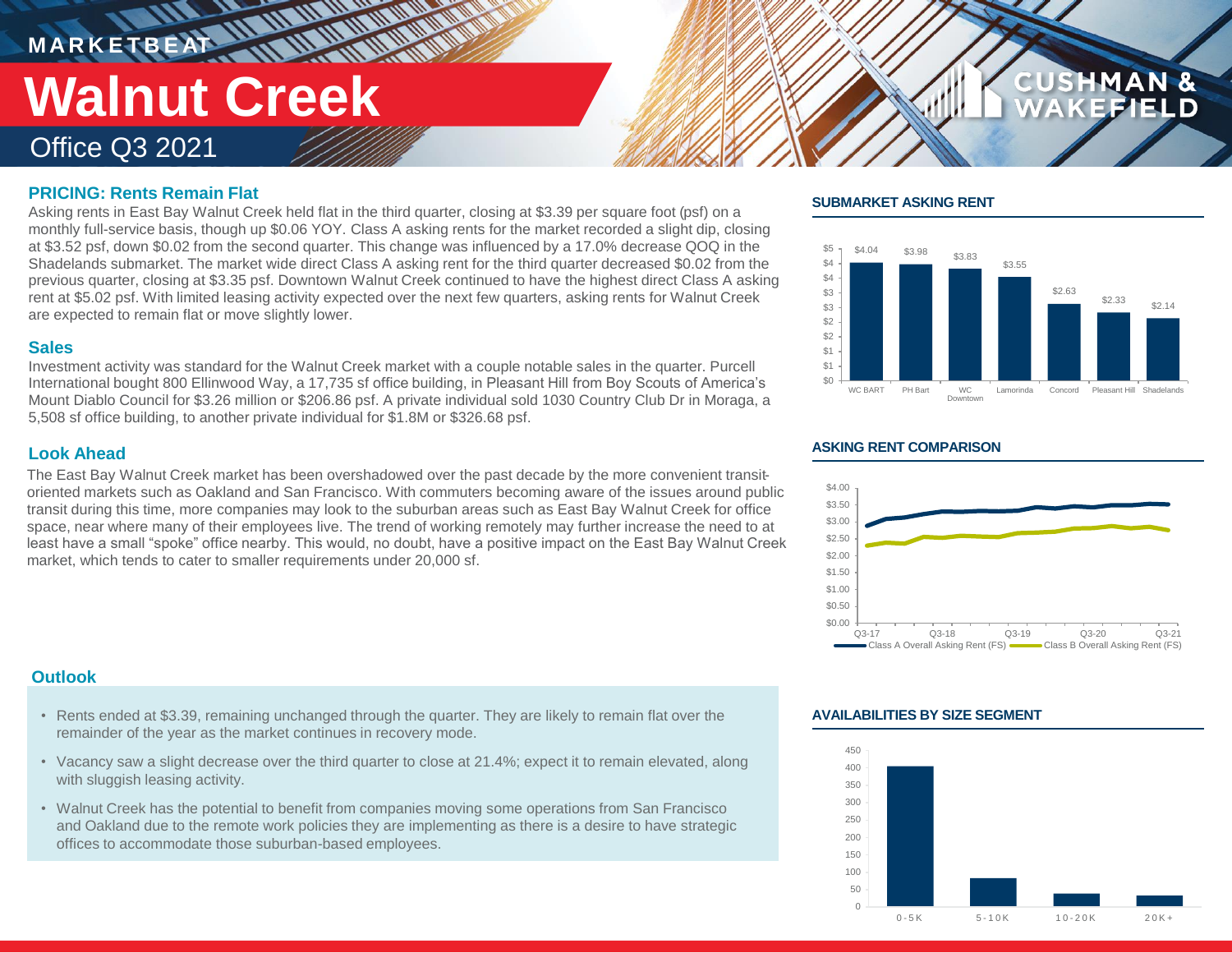# Walnut Creek

Office Q3 2021

### PRICING: Rents Remain Flat

Asking rents in East Bay Walnut Creek held flat in the third quarter, closing at $3.39 per square foot (psf) on a monthly full-service basis, though up $0.06 YOY. Class A asking rents for the market recorded a slight dip, closing at $3.52 psf, down $0.02 from the second quarter. This change was influenced by a 17.0% decrease QOQ in the Shadelands submarket. The market wide direct Class A asking rent for the third quarter decreased $0.02 from the previous quarter, closing at $3.35 psf. Downtown Walnut Creek continued to have the highest direct Class A asking rent at $5.02 psf. With limited leasing activity expected over the next few quarters, asking rents for Walnut Creek are expected to remain flat or move slightly lower.

### Sales

Investment activity was standard for the Walnut Creek market with a couple notable sales in the quarter. Purcell International bought 800 Ellinwood Way, a 17,735 sf office building, in Pleasant Hill from Boy Scouts of America's Mount Diablo Council for $3.26 million or $206.86 psf. A private individual sold 1030 Country Club Dr in Moraga, a 5,508 sf office building, to another private individual for $1.8M or $326.68 psf.

### Look Ahead

The East Bay Walnut Creek market has been overshadowed over the past decade by the more convenient transit-oriented markets such as Oakland and San Francisco. With commuters becoming aware of the issues around public transit during this time, more companies may look to the suburban areas such as East Bay Walnut Creek for office space, near where many of their employees live. The trend of working remotely may further increase the need to at least have a small "spoke" office nearby. This would, no doubt, have a positive impact on the East Bay Walnut Creek market, which tends to cater to smaller requirements under 20,000 sf.

### Outlook

- Rents ended at $3.39, remaining unchanged through the quarter. They are likely to remain flat over the remainder of the year as the market continues in recovery mode.
- Vacancy saw a slight decrease over the third quarter to close at 21.4%; expect it to remain elevated, along with sluggish leasing activity.
- Walnut Creek has the potential to benefit from companies moving some operations from San Francisco and Oakland due to the remote work policies they are implementing as there is a desire to have strategic offices to accommodate those suburban-based employees.

### SUBMARKET ASKING RENT

| Submarket | Asking Rent |
|---|---|
| WC BART | $4.04 |
| PH Bart | $3.98 |
| WC Downtown | $3.83 |
| Lamorinda | $3.55 |
| Concord | $2.63 |
| Pleasant Hill | $2.33 |
| Shadelands | $2.14 |

### ASKING RENT COMPARISON

Class A Overall Asking Rent (FS) / Class B Overall Asking Rent (FS), Q3-17 to Q3-21

### AVAILABILITIES BY SIZE SEGMENT

0-5K, 5-10K, 10-20K, 20K+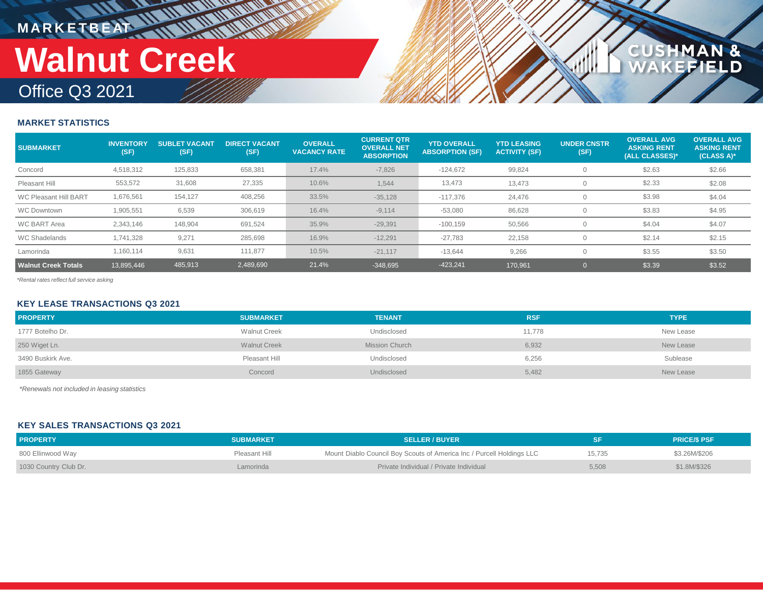MARKETBEAT

# Walnut Creek

## Office Q3 2021

CUSHMAN & WAKEFIELD

### MARKET STATISTICS

| SUBMARKET | INVENTORY (SF) | SUBLET VACANT (SF) | DIRECT VACANT (SF) | OVERALL VACANCY RATE | CURRENT QTR OVERALL NET ABSORPTION | YTD OVERALL ABSORPTION (SF) | YTD LEASING ACTIVITY (SF) | UNDER CNSTR (SF) | OVERALL AVG ASKING RENT (ALL CLASSES)* | OVERALL AVG ASKING RENT (CLASS A)* |
|---|---|---|---|---|---|---|---|---|---|---|
| Concord | 4,518,312 | 125,833 | 658,381 | 17.4% | -7,826 | -124,672 | 99,824 | 0 | $2.63 | $2.66 |
| Pleasant Hill | 553,572 | 31,608 | 27,335 | 10.6% | 1,544 | 13,473 | 13,473 | 0 | $2.33 | $2.08 |
| WC Pleasant Hill BART | 1,676,561 | 154,127 | 408,256 | 33.5% | -35,128 | -117,376 | 24,476 | 0 | $3.98 | $4.04 |
| WC Downtown | 1,905,551 | 6,539 | 306,619 | 16.4% | -9,114 | -53,080 | 86,628 | 0 | $3.83 | $4.95 |
| WC BART Area | 2,343,146 | 148,904 | 691,524 | 35.9% | -29,391 | -100,159 | 50,566 | 0 | $4.04 | $4.07 |
| WC Shadelands | 1,741,328 | 9,271 | 285,698 | 16.9% | -12,291 | -27,783 | 22,158 | 0 | $2.14 | $2.15 |
| Lamorinda | 1,160,114 | 9,631 | 111,877 | 10.5% | -21,117 | -13,644 | 9,266 | 0 | $3.55 | $3.50 |
| **Walnut Creek Totals** | 13,895,446 | 485,913 | 2,489,690 | 21.4% | -348,695 | -423,241 | 170,961 | 0 | $3.39 | $3.52 |

*Rental rates reflect full service asking*

### KEY LEASE TRANSACTIONS Q3 2021

| PROPERTY | SUBMARKET | TENANT | RSF | TYPE |
|---|---|---|---|---|
| 1777 Botelho Dr. | Walnut Creek | Undisclosed | 11,778 | New Lease |
| 250 Wiget Ln. | Walnut Creek | Mission Church | 6,932 | New Lease |
| 3490 Buskirk Ave. | Pleasant Hill | Undisclosed | 6,256 | Sublease |
| 1855 Gateway | Concord | Undisclosed | 5,482 | New Lease |

*Renewals not included in leasing statistics*

### KEY SALES TRANSACTIONS Q3 2021

| PROPERTY | SUBMARKET | SELLER / BUYER | SF | PRICE/$ PSF |
|---|---|---|---|---|
| 800 Ellinwood Way | Pleasant Hill | Mount Diablo Council Boy Scouts of America Inc / Purcell Holdings LLC | 15,735 | $3.26M/$206 |
| 1030 Country Club Dr. | Lamorinda | Private Individual / Private Individual | 5,508 | $1.8M/$326 |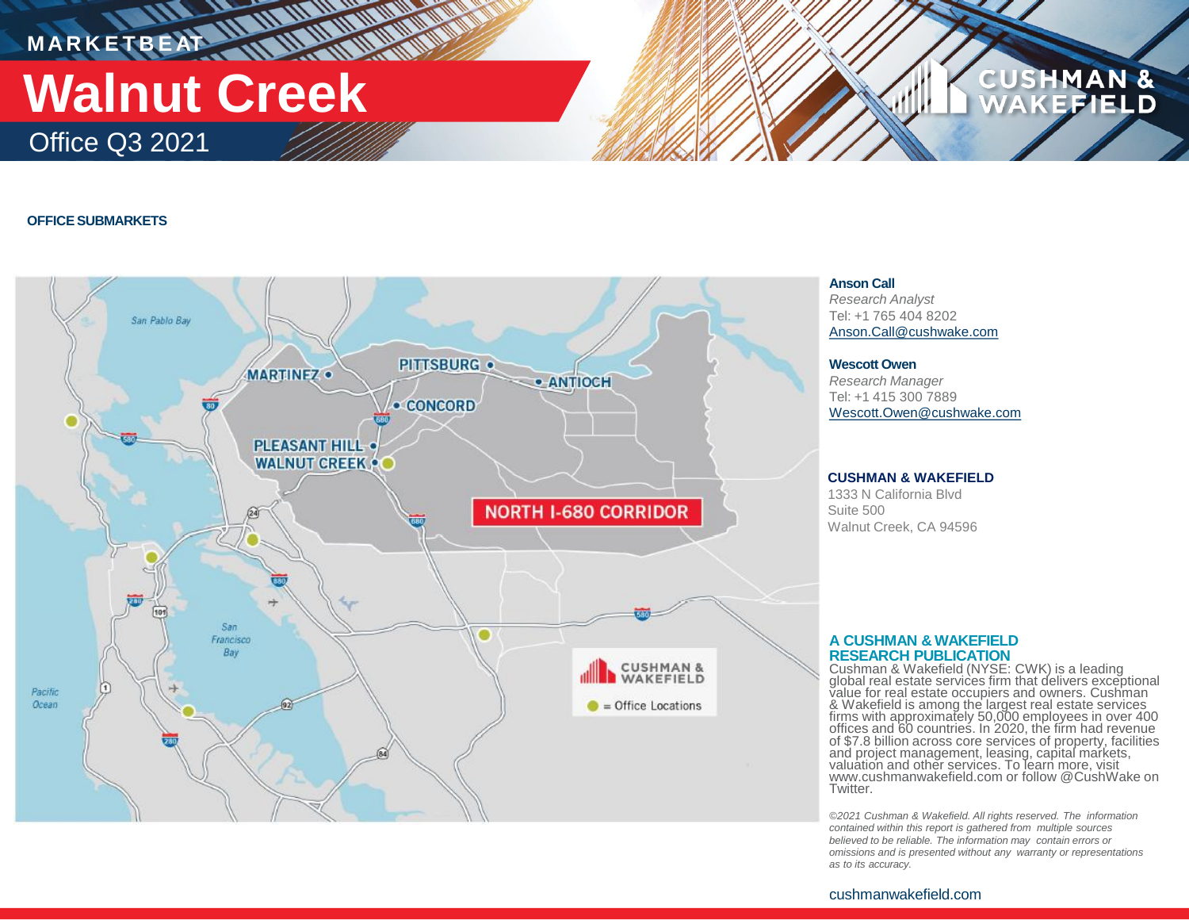MARKETBEAT

# Walnut Creek

Office Q3 2021

CUSHMAN & WAKEFIELD

**OFFICE SUBMARKETS**

San Pablo Bay

MARTINEZ

PITTSBURG

ANTIOCH

CONCORD

PLEASANT HILL

WALNUT CREEK

NORTH I-680 CORRIDOR

San Francisco Bay

Pacific Ocean

CUSHMAN & WAKEFIELD

= Office Locations

**Anson Call**
*Research Analyst*
Tel: +1 765 404 8202
Anson.Call@cushwake.com

**Wescott Owen**
*Research Manager*
Tel: +1 415 300 7889
Wescott.Owen@cushwake.com

**CUSHMAN & WAKEFIELD**
1333 N California Blvd
Suite 500
Walnut Creek, CA 94596

**A CUSHMAN & WAKEFIELD RESEARCH PUBLICATION**

Cushman & Wakefield (NYSE: CWK) is a leading global real estate services firm that delivers exceptional value for real estate occupiers and owners. Cushman & Wakefield is among the largest real estate services firms with approximately 50,000 employees in over 400 offices and 60 countries. In 2020, the firm had revenue of $7.8 billion across core services of property, facilities and project management, leasing, capital markets, valuation and other services. To learn more, visit www.cushmanwakefield.com or follow @CushWake on Twitter.

*©2021 Cushman & Wakefield. All rights reserved. The information contained within this report is gathered from multiple sources believed to be reliable. The information may contain errors or omissions and is presented without any warranty or representations as to its accuracy.*

cushmanwakefield.com